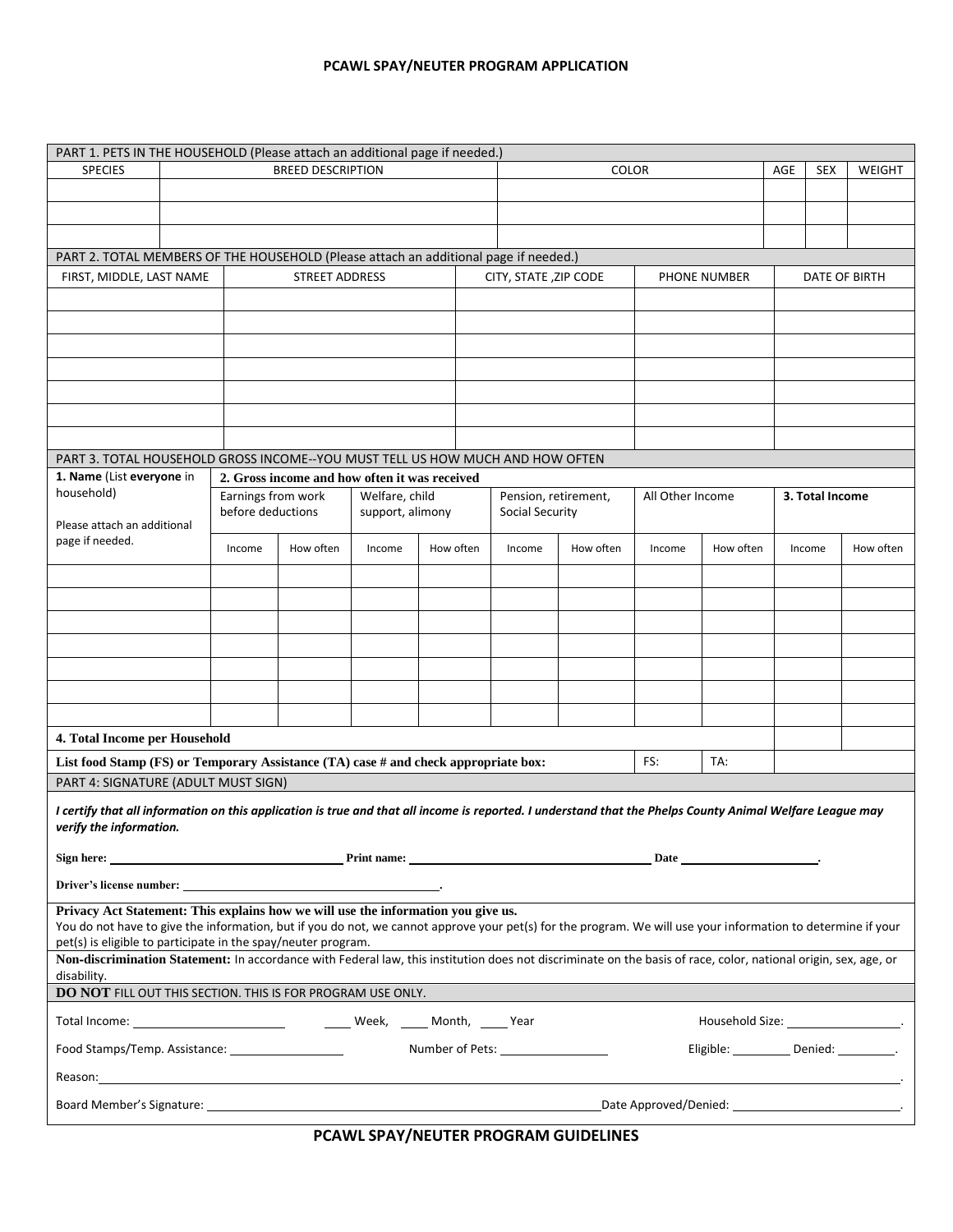# PCAWL SPAY/NEUTER PROGRAM APPLICATION

| PART 1. PETS IN THE HOUSEHOLD (Please attach an additional page if needed.) | | | | | |
|---|---|---|---|---|---|
| SPECIES | BREED DESCRIPTION | COLOR | AGE | SEX | WEIGHT |
| | | | | | |
| | | | | | |
| | | | | | |

| PART 2. TOTAL MEMBERS OF THE HOUSEHOLD (Please attach an additional page if needed.) | | | | |
|---|---|---|---|---|
| FIRST, MIDDLE, LAST NAME | STREET ADDRESS | CITY, STATE ,ZIP CODE | PHONE NUMBER | DATE OF BIRTH |
| | | | | |
| | | | | |
| | | | | |
| | | | | |
| | | | | |
| | | | | |
| | | | | |

| PART 3. TOTAL HOUSEHOLD GROSS INCOME--YOU MUST TELL US HOW MUCH AND HOW OFTEN | | | | | | | | | | |
|---|---|---|---|---|---|---|---|---|---|---|
| **1. Name** (List **everyone** in household) Please attach an additional page if needed. | **2. Gross income and how often it was received** | | | | | | | | | |
| | Earnings from work before deductions | | Welfare, child support, alimony | | Pension, retirement, Social Security | | All Other Income | | **3. Total Income** | |
| | Income | How often | Income | How often | Income | How often | Income | How often | Income | How often |
| | | | | | | | | | | |
| | | | | | | | | | | |
| | | | | | | | | | | |
| | | | | | | | | | | |
| | | | | | | | | | | |
| | | | | | | | | | | |
| | | | | | | | | | | |
| **4. Total Income per Household** | | | | | | | | | | |
| **List food Stamp (FS) or Temporary Assistance (TA) case # and check appropriate box:** | | | | | | | FS: | TA: | | |

## PART 4: SIGNATURE (ADULT MUST SIGN)

***I certify that all information on this application is true and that all income is reported. I understand that the Phelps County Animal Welfare League may verify the information.***

**Sign here:** ______________________ **Print name:** ______________________ **Date** ______________.

**Driver's license number:** ______________________.

**Privacy Act Statement: This explains how we will use the information you give us.**
You do not have to give the information, but if you do not, we cannot approve your pet(s) for the program. We will use your information to determine if your pet(s) is eligible to participate in the spay/neuter program.

**Non-discrimination Statement:** In accordance with Federal law, this institution does not discriminate on the basis of race, color, national origin, sex, age, or disability.

**DO NOT** FILL OUT THIS SECTION. THIS IS FOR PROGRAM USE ONLY.

Total Income: ______________ ____ Week, ____ Month, ____ Year Household Size: ______________.

Food Stamps/Temp. Assistance: ______________ Number of Pets: ______________ Eligible: ________ Denied: ________.

Reason: ____________________________________________.

Board Member's Signature: ______________________ Date Approved/Denied: ______________.

## PCAWL SPAY/NEUTER PROGRAM GUIDELINES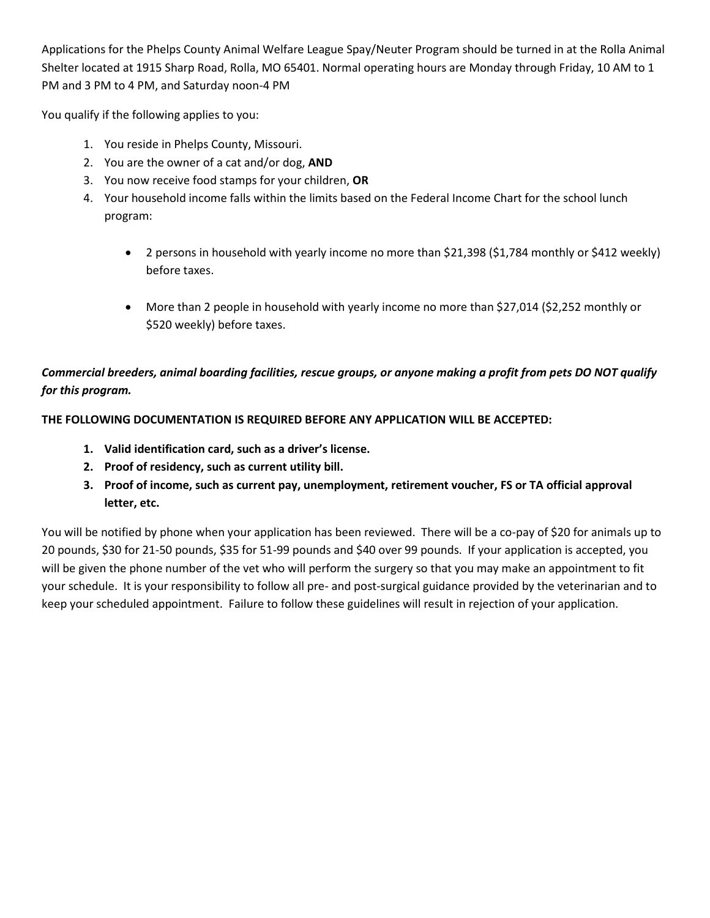Applications for the Phelps County Animal Welfare League Spay/Neuter Program should be turned in at the Rolla Animal Shelter located at 1915 Sharp Road, Rolla, MO 65401. Normal operating hours are Monday through Friday, 10 AM to 1 PM and 3 PM to 4 PM, and Saturday noon-4 PM

You qualify if the following applies to you:

1. You reside in Phelps County, Missouri.
2. You are the owner of a cat and/or dog, **AND**
3. You now receive food stamps for your children, **OR**
4. Your household income falls within the limits based on the Federal Income Chart for the school lunch program:

    - 2 persons in household with yearly income no more than $21,398 ($1,784 monthly or $412 weekly) before taxes.

    - More than 2 people in household with yearly income no more than $27,014 ($2,252 monthly or $520 weekly) before taxes.

***Commercial breeders, animal boarding facilities, rescue groups, or anyone making a profit from pets DO NOT qualify for this program.***

**THE FOLLOWING DOCUMENTATION IS REQUIRED BEFORE ANY APPLICATION WILL BE ACCEPTED:**

1. **Valid identification card, such as a driver's license.**
2. **Proof of residency, such as current utility bill.**
3. **Proof of income, such as current pay, unemployment, retirement voucher, FS or TA official approval letter, etc.**

You will be notified by phone when your application has been reviewed. There will be a co-pay of $20 for animals up to 20 pounds, $30 for 21-50 pounds, $35 for 51-99 pounds and $40 over 99 pounds. If your application is accepted, you will be given the phone number of the vet who will perform the surgery so that you may make an appointment to fit your schedule. It is your responsibility to follow all pre- and post-surgical guidance provided by the veterinarian and to keep your scheduled appointment. Failure to follow these guidelines will result in rejection of your application.